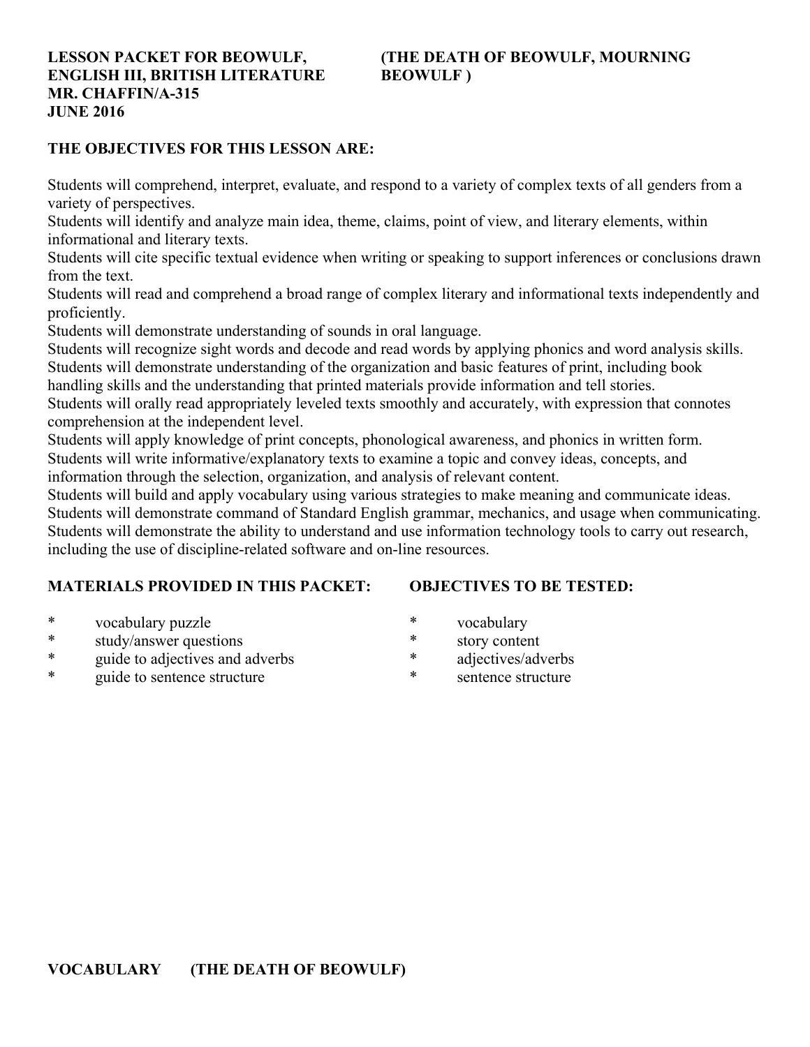**LESSON PACKET FOR BEOWULF, ENGLISH III, BRITISH LITERATURE**
**MR. CHAFFIN/A-315**
**JUNE 2016**

**(THE DEATH OF BEOWULF, MOURNING BEOWULF )**

## THE OBJECTIVES FOR THIS LESSON ARE:

Students will comprehend, interpret, evaluate, and respond to a variety of complex texts of all genders from a variety of perspectives.
Students will identify and analyze main idea, theme, claims, point of view, and literary elements, within informational and literary texts.
Students will cite specific textual evidence when writing or speaking to support inferences or conclusions drawn from the text.
Students will read and comprehend a broad range of complex literary and informational texts independently and proficiently.
Students will demonstrate understanding of sounds in oral language.
Students will recognize sight words and decode and read words by applying phonics and word analysis skills.
Students will demonstrate understanding of the organization and basic features of print, including book handling skills and the understanding that printed materials provide information and tell stories.
Students will orally read appropriately leveled texts smoothly and accurately, with expression that connotes comprehension at the independent level.
Students will apply knowledge of print concepts, phonological awareness, and phonics in written form.
Students will write informative/explanatory texts to examine a topic and convey ideas, concepts, and information through the selection, organization, and analysis of relevant content.
Students will build and apply vocabulary using various strategies to make meaning and communicate ideas.
Students will demonstrate command of Standard English grammar, mechanics, and usage when communicating.
Students will demonstrate the ability to understand and use information technology tools to carry out research, including the use of discipline-related software and on-line resources.

## MATERIALS PROVIDED IN THIS PACKET:

* vocabulary puzzle
* study/answer questions
* guide to adjectives and adverbs
* guide to sentence structure

## OBJECTIVES TO BE TESTED:

* vocabulary
* story content
* adjectives/adverbs
* sentence structure

## VOCABULARY (THE DEATH OF BEOWULF)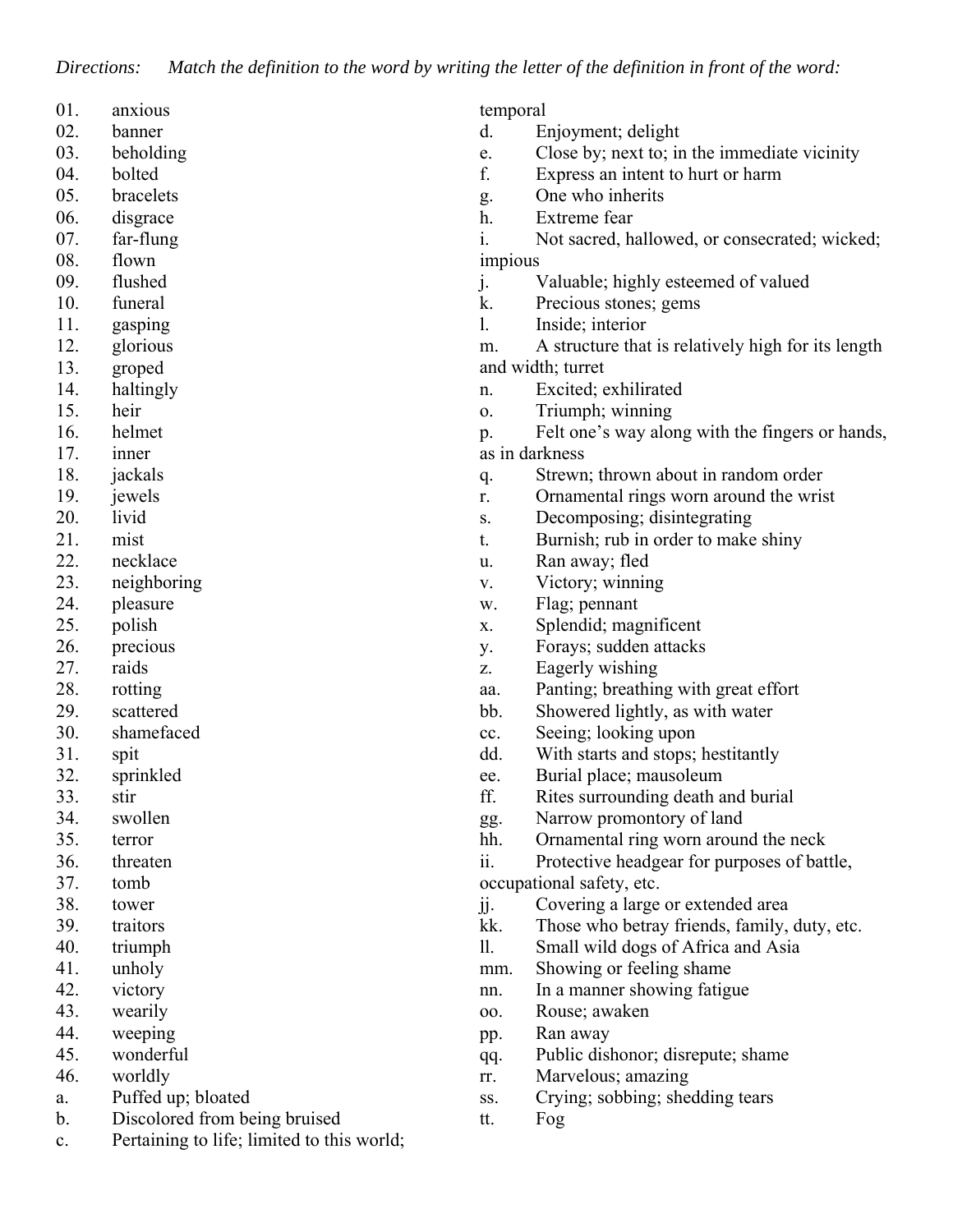*Directions: Match the definition to the word by writing the letter of the definition in front of the word:*

01. anxious
02. banner
03. beholding
04. bolted
05. bracelets
06. disgrace
07. far-flung
08. flown
09. flushed
10. funeral
11. gasping
12. glorious
13. groped
14. haltingly
15. heir
16. helmet
17. inner
18. jackals
19. jewels
20. livid
21. mist
22. necklace
23. neighboring
24. pleasure
25. polish
26. precious
27. raids
28. rotting
29. scattered
30. shamefaced
31. spit
32. sprinkled
33. stir
34. swollen
35. terror
36. threaten
37. tomb
38. tower
39. traitors
40. triumph
41. unholy
42. victory
43. wearily
44. weeping
45. wonderful
46. worldly

a. Puffed up; bloated
b. Discolored from being bruised
c. Pertaining to life; limited to this world; temporal
d. Enjoyment; delight
e. Close by; next to; in the immediate vicinity
f. Express an intent to hurt or harm
g. One who inherits
h. Extreme fear
i. Not sacred, hallowed, or consecrated; wicked; impious
j. Valuable; highly esteemed of valued
k. Precious stones; gems
l. Inside; interior
m. A structure that is relatively high for its length and width; turret
n. Excited; exhilirated
o. Triumph; winning
p. Felt one's way along with the fingers or hands, as in darkness
q. Strewn; thrown about in random order
r. Ornamental rings worn around the wrist
s. Decomposing; disintegrating
t. Burnish; rub in order to make shiny
u. Ran away; fled
v. Victory; winning
w. Flag; pennant
x. Splendid; magnificent
y. Forays; sudden attacks
z. Eagerly wishing
aa. Panting; breathing with great effort
bb. Showered lightly, as with water
cc. Seeing; looking upon
dd. With starts and stops; hestitantly
ee. Burial place; mausoleum
ff. Rites surrounding death and burial
gg. Narrow promontory of land
hh. Ornamental ring worn around the neck
ii. Protective headgear for purposes of battle, occupational safety, etc.
jj. Covering a large or extended area
kk. Those who betray friends, family, duty, etc.
ll. Small wild dogs of Africa and Asia
mm. Showing or feeling shame
nn. In a manner showing fatigue
oo. Rouse; awaken
pp. Ran away
qq. Public dishonor; disrepute; shame
rr. Marvelous; amazing
ss. Crying; sobbing; shedding tears
tt. Fog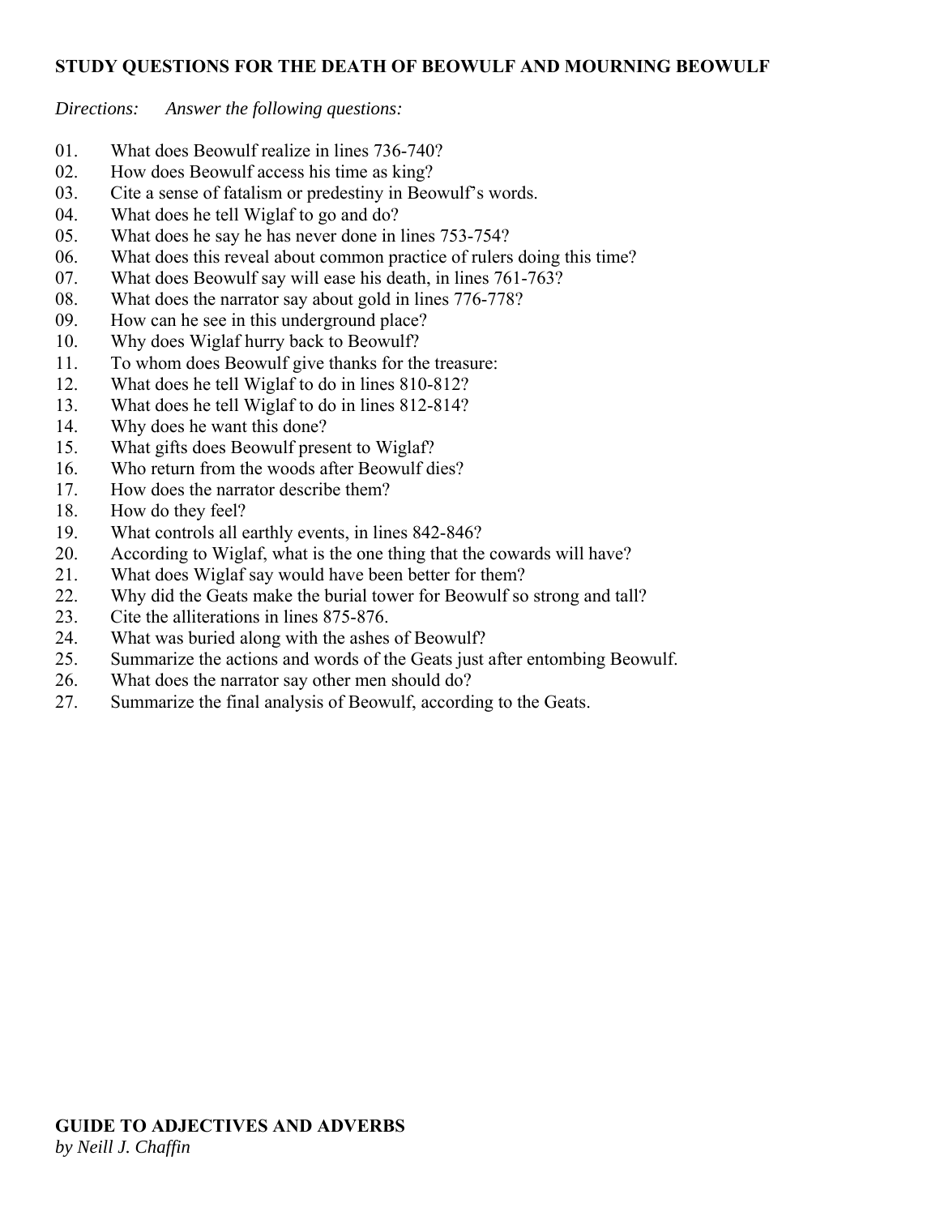**STUDY QUESTIONS FOR THE DEATH OF BEOWULF AND MOURNING BEOWULF**

*Directions: Answer the following questions:*

01. What does Beowulf realize in lines 736-740?
02. How does Beowulf access his time as king?
03. Cite a sense of fatalism or predestiny in Beowulf's words.
04. What does he tell Wiglaf to go and do?
05. What does he say he has never done in lines 753-754?
06. What does this reveal about common practice of rulers doing this time?
07. What does Beowulf say will ease his death, in lines 761-763?
08. What does the narrator say about gold in lines 776-778?
09. How can he see in this underground place?
10. Why does Wiglaf hurry back to Beowulf?
11. To whom does Beowulf give thanks for the treasure:
12. What does he tell Wiglaf to do in lines 810-812?
13. What does he tell Wiglaf to do in lines 812-814?
14. Why does he want this done?
15. What gifts does Beowulf present to Wiglaf?
16. Who return from the woods after Beowulf dies?
17. How does the narrator describe them?
18. How do they feel?
19. What controls all earthly events, in lines 842-846?
20. According to Wiglaf, what is the one thing that the cowards will have?
21. What does Wiglaf say would have been better for them?
22. Why did the Geats make the burial tower for Beowulf so strong and tall?
23. Cite the alliterations in lines 875-876.
24. What was buried along with the ashes of Beowulf?
25. Summarize the actions and words of the Geats just after entombing Beowulf.
26. What does the narrator say other men should do?
27. Summarize the final analysis of Beowulf, according to the Geats.

**GUIDE TO ADJECTIVES AND ADVERBS**
*by Neill J. Chaffin*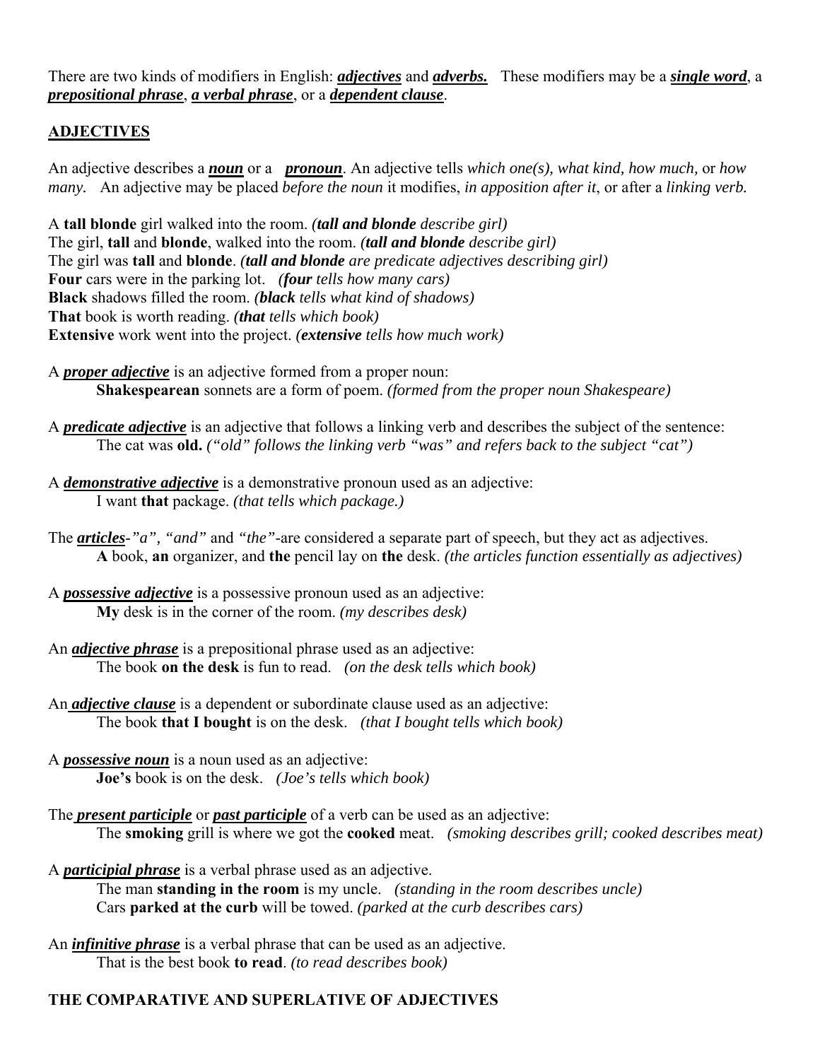There are two kinds of modifiers in English: ***adjectives*** and ***adverbs.*** These modifiers may be a ***single word***, a ***prepositional phrase***, ***a verbal phrase***, or a ***dependent clause***.

## ADJECTIVES

An adjective describes a ***noun*** or a ***pronoun***. An adjective tells *which one(s), what kind, how much,* or *how many.* An adjective may be placed *before the noun* it modifies, *in apposition after it*, or after a *linking verb.*

A **tall blonde** girl walked into the room. *(**tall and blonde** describe girl)*
The girl, **tall** and **blonde**, walked into the room. *(**tall and blonde** describe girl)*
The girl was **tall** and **blonde**. *(**tall and blonde** are predicate adjectives describing girl)*
**Four** cars were in the parking lot. *(**four** tells how many cars)*
**Black** shadows filled the room. *(**black** tells what kind of shadows)*
**That** book is worth reading. *(**that** tells which book)*
**Extensive** work went into the project. *(**extensive** tells how much work)*

A ***proper adjective*** is an adjective formed from a proper noun:
**Shakespearean** sonnets are a form of poem. *(formed from the proper noun Shakespeare)*

A ***predicate adjective*** is an adjective that follows a linking verb and describes the subject of the sentence:
The cat was **old.** *("old" follows the linking verb "was" and refers back to the subject "cat")*

A ***demonstrative adjective*** is a demonstrative pronoun used as an adjective:
I want **that** package. *(that tells which package.)*

The ***articles***-*"a", "and"* and *"the"*-are considered a separate part of speech, but they act as adjectives.
**A** book, **an** organizer, and **the** pencil lay on **the** desk. *(the articles function essentially as adjectives)*

A ***possessive adjective*** is a possessive pronoun used as an adjective:
**My** desk is in the corner of the room. *(my describes desk)*

An ***adjective phrase*** is a prepositional phrase used as an adjective:
The book **on the desk** is fun to read. *(on the desk tells which book)*

An ***adjective clause*** is a dependent or subordinate clause used as an adjective:
The book **that I bought** is on the desk. *(that I bought tells which book)*

A ***possessive noun*** is a noun used as an adjective:
**Joe's** book is on the desk. *(Joe's tells which book)*

The ***present participle*** or ***past participle*** of a verb can be used as an adjective:
The **smoking** grill is where we got the **cooked** meat. *(smoking describes grill; cooked describes meat)*

A ***participial phrase*** is a verbal phrase used as an adjective.
The man **standing in the room** is my uncle. *(standing in the room describes uncle)*
Cars **parked at the curb** will be towed. *(parked at the curb describes cars)*

An ***infinitive phrase*** is a verbal phrase that can be used as an adjective.
That is the best book **to read**. *(to read describes book)*

## THE COMPARATIVE AND SUPERLATIVE OF ADJECTIVES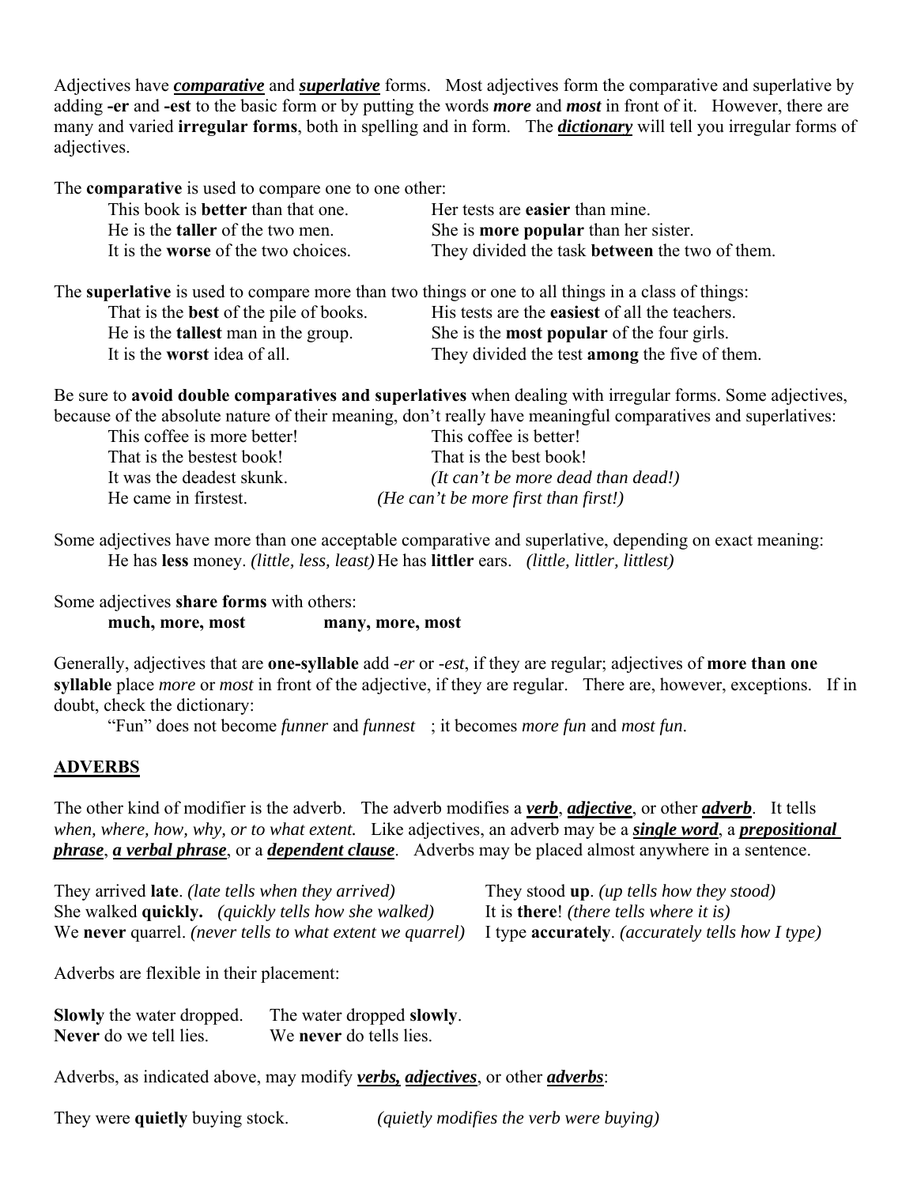Adjectives have ***comparative*** and ***superlative*** forms. Most adjectives form the comparative and superlative by adding **-er** and **-est** to the basic form or by putting the words ***more*** and ***most*** in front of it. However, there are many and varied **irregular forms**, both in spelling and in form. The ***dictionary*** will tell you irregular forms of adjectives.

The **comparative** is used to compare one to one other:

| | |
|---|---|
| This book is **better** than that one. | Her tests are **easier** than mine. |
| He is the **taller** of the two men. | She is **more popular** than her sister. |
| It is the **worse** of the two choices. | They divided the task **between** the two of them. |

The **superlative** is used to compare more than two things or one to all things in a class of things:

| | |
|---|---|
| That is the **best** of the pile of books. | His tests are the **easiest** of all the teachers. |
| He is the **tallest** man in the group. | She is the **most popular** of the four girls. |
| It is the **worst** idea of all. | They divided the test **among** the five of them. |

Be sure to **avoid double comparatives and superlatives** when dealing with irregular forms. Some adjectives, because of the absolute nature of their meaning, don't really have meaningful comparatives and superlatives:

| | |
|---|---|
| This coffee is more better! | This coffee is better! |
| That is the bestest book! | That is the best book! |
| It was the deadest skunk. | *(It can't be more dead than dead!)* |
| He came in firstest. | *(He can't be more first than first!)* |

Some adjectives have more than one acceptable comparative and superlative, depending on exact meaning:

He has **less** money. *(little, less, least)* He has **littler** ears. *(little, littler, littlest)*

Some adjectives **share forms** with others:

**much, more, most** &nbsp;&nbsp;&nbsp;&nbsp; **many, more, most**

Generally, adjectives that are **one-syllable** add *-er* or *-est*, if they are regular; adjectives of **more than one syllable** place *more* or *most* in front of the adjective, if they are regular. There are, however, exceptions. If in doubt, check the dictionary:

"Fun" does not become *funner* and *funnest* ; it becomes *more fun* and *most fun*.

## ADVERBS

The other kind of modifier is the adverb. The adverb modifies a ***verb***, ***adjective***, or other ***adverb***. It tells *when, where, how, why, or to what extent.* Like adjectives, an adverb may be a ***single word***, a ***prepositional phrase***, ***a verbal phrase***, or a ***dependent clause***. Adverbs may be placed almost anywhere in a sentence.

| | |
|---|---|
| They arrived **late**. *(late tells when they arrived)* | They stood **up**. *(up tells how they stood)* |
| She walked **quickly.** *(quickly tells how she walked)* | It is **there**! *(there tells where it is)* |
| We **never** quarrel. *(never tells to what extent we quarrel)* | I type **accurately**. *(accurately tells how I type)* |

Adverbs are flexible in their placement:

| | |
|---|---|
| **Slowly** the water dropped. | The water dropped **slowly**. |
| **Never** do we tell lies. | We **never** do tells lies. |

Adverbs, as indicated above, may modify ***verbs,*** ***adjectives***, or other ***adverbs***:

They were **quietly** buying stock. &nbsp;&nbsp;&nbsp;&nbsp; *(quietly modifies the verb were buying)*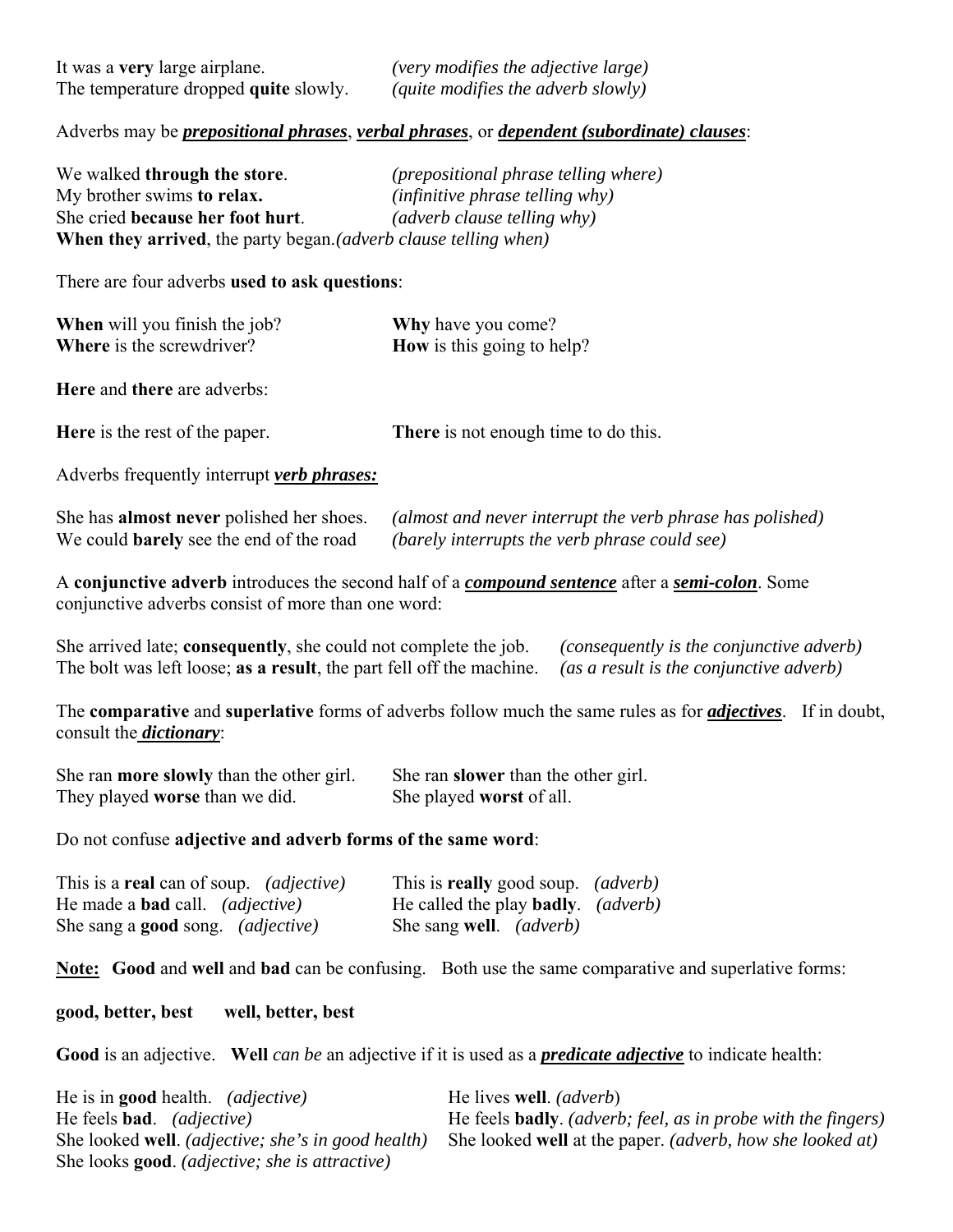It was a **very** large airplane. *(very modifies the adjective large)*
The temperature dropped **quite** slowly. *(quite modifies the adverb slowly)*

Adverbs may be ***prepositional phrases***, ***verbal phrases***, or ***dependent (subordinate) clauses***:

We walked **through the store**. *(prepositional phrase telling where)*
My brother swims **to relax.** *(infinitive phrase telling why)*
She cried **because her foot hurt**. *(adverb clause telling why)*
**When they arrived**, the party began. *(adverb clause telling when)*

There are four adverbs **used to ask questions**:

**When** will you finish the job?
**Where** is the screwdriver?
**Why** have you come?
**How** is this going to help?

**Here** and **there** are adverbs:

**Here** is the rest of the paper.
**There** is not enough time to do this.

Adverbs frequently interrupt ***verb phrases:***

She has **almost never** polished her shoes. *(almost and never interrupt the verb phrase has polished)*
We could **barely** see the end of the road *(barely interrupts the verb phrase could see)*

A **conjunctive adverb** introduces the second half of a ***compound sentence*** after a ***semi-colon***. Some conjunctive adverbs consist of more than one word:

She arrived late; **consequently**, she could not complete the job. *(consequently is the conjunctive adverb)*
The bolt was left loose; **as a result**, the part fell off the machine. *(as a result is the conjunctive adverb)*

The **comparative** and **superlative** forms of adverbs follow much the same rules as for ***adjectives***. If in doubt, consult the ***dictionary***:

She ran **more slowly** than the other girl.
She ran **slower** than the other girl.
They played **worse** than we did.
She played **worst** of all.

Do not confuse **adjective and adverb forms of the same word**:

This is a **real** can of soup. *(adjective)*
This is **really** good soup. *(adverb)*
He made a **bad** call. *(adjective)*
He called the play **badly**. *(adverb)*
She sang a **good** song. *(adjective)*
She sang **well**. *(adverb)*

**Note:** **Good** and **well** and **bad** can be confusing. Both use the same comparative and superlative forms:

**good, better, best** **well, better, best**

**Good** is an adjective. **Well** *can be* an adjective if it is used as a ***predicate adjective*** to indicate health:

He is in **good** health. *(adjective)*
He lives **well**. *(adverb)*
He feels **bad**. *(adjective)*
He feels **badly**. *(adverb; feel, as in probe with the fingers)*
She looked **well**. *(adjective; she's in good health)*
She looked **well** at the paper. *(adverb, how she looked at)*
She looks **good**. *(adjective; she is attractive)*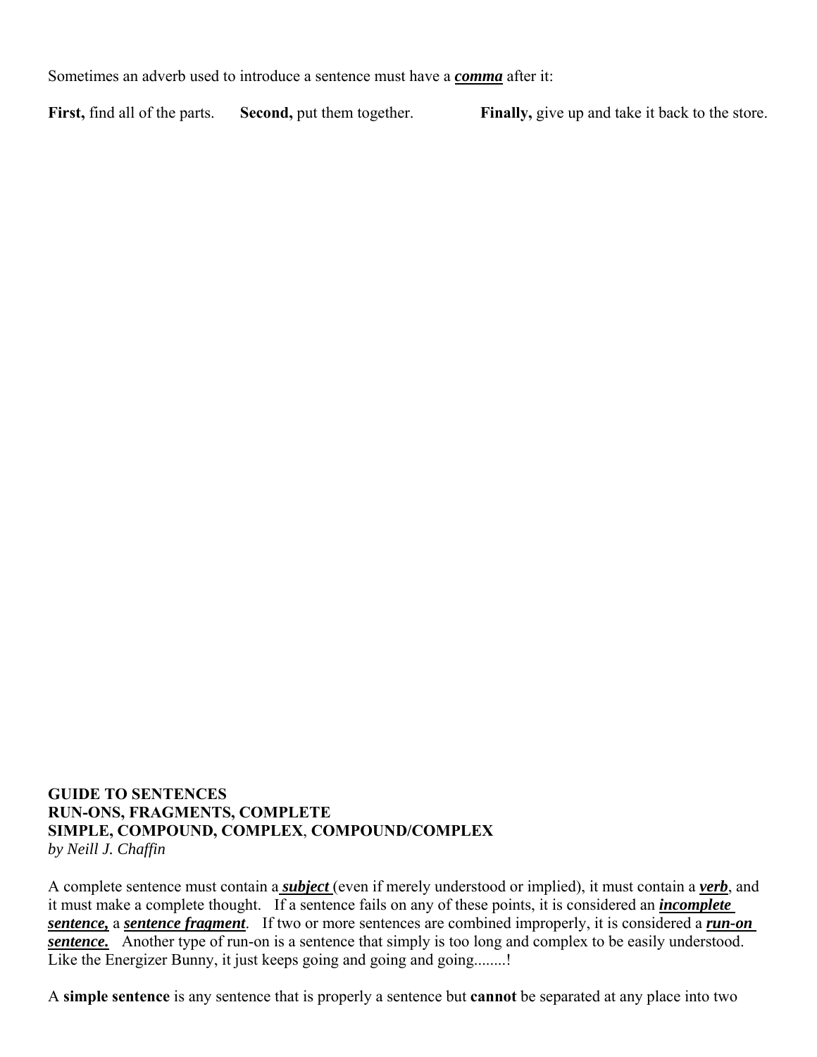Sometimes an adverb used to introduce a sentence must have a ***comma*** after it:

**First,** find all of the parts. **Second,** put them together. **Finally,** give up and take it back to the store.

**GUIDE TO SENTENCES**
**RUN-ONS, FRAGMENTS, COMPLETE**
**SIMPLE, COMPOUND, COMPLEX, COMPOUND/COMPLEX**
*by Neill J. Chaffin*

A complete sentence must contain a ***subject*** (even if merely understood or implied), it must contain a ***verb***, and it must make a complete thought. If a sentence fails on any of these points, it is considered an ***incomplete sentence,*** a ***sentence fragment***. If two or more sentences are combined improperly, it is considered a ***run-on sentence.*** Another type of run-on is a sentence that simply is too long and complex to be easily understood. Like the Energizer Bunny, it just keeps going and going and going........!

A **simple sentence** is any sentence that is properly a sentence but **cannot** be separated at any place into two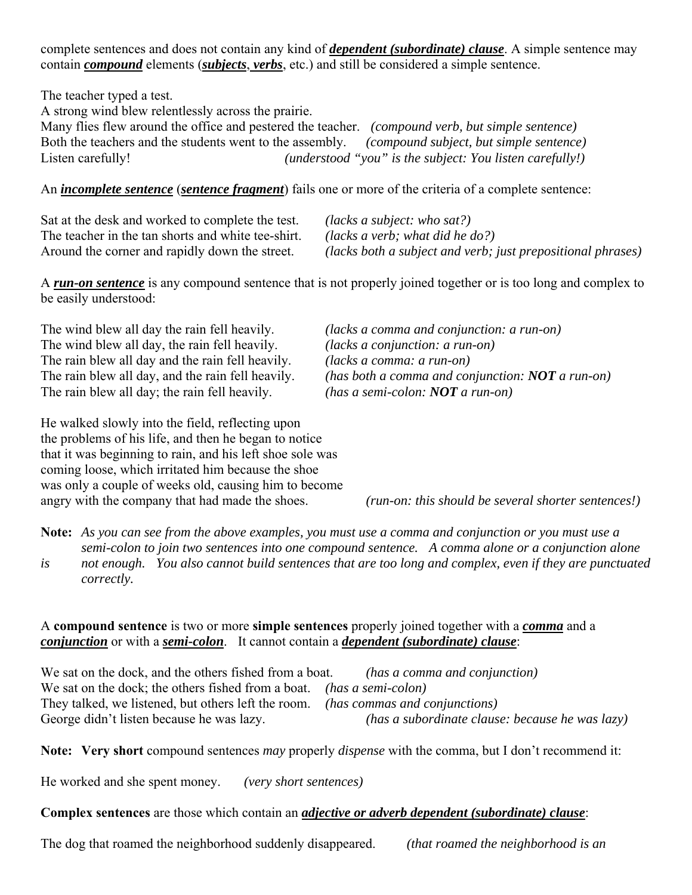complete sentences and does not contain any kind of ***dependent (subordinate) clause***. A simple sentence may contain ***compound*** elements (***subjects***, ***verbs***, etc.) and still be considered a simple sentence.

The teacher typed a test.
A strong wind blew relentlessly across the prairie.
Many flies flew around the office and pestered the teacher. *(compound verb, but simple sentence)*
Both the teachers and the students went to the assembly. *(compound subject, but simple sentence)*
Listen carefully! *(understood "you" is the subject: You listen carefully!)*

An ***incomplete sentence*** (***sentence fragment***) fails one or more of the criteria of a complete sentence:

Sat at the desk and worked to complete the test. *(lacks a subject: who sat?)*
The teacher in the tan shorts and white tee-shirt. *(lacks a verb; what did he do?)*
Around the corner and rapidly down the street. *(lacks both a subject and verb; just prepositional phrases)*

A ***run-on sentence*** is any compound sentence that is not properly joined together or is too long and complex to be easily understood:

The wind blew all day the rain fell heavily. *(lacks a comma and conjunction: a run-on)*
The wind blew all day, the rain fell heavily. *(lacks a conjunction: a run-on)*
The rain blew all day and the rain fell heavily. *(lacks a comma: a run-on)*
The rain blew all day, and the rain fell heavily. *(has both a comma and conjunction: **NOT** a run-on)*
The rain blew all day; the rain fell heavily. *(has a semi-colon: **NOT** a run-on)*

He walked slowly into the field, reflecting upon the problems of his life, and then he began to notice that it was beginning to rain, and his left shoe sole was coming loose, which irritated him because the shoe was only a couple of weeks old, causing him to become angry with the company that had made the shoes. *(run-on: this should be several shorter sentences!)*

**Note:** *As you can see from the above examples, you must use a comma and conjunction or you must use a semi-colon to join two sentences into one compound sentence. A comma alone or a conjunction alone is not enough. You also cannot build sentences that are too long and complex, even if they are punctuated correctly.*

A **compound sentence** is two or more **simple sentences** properly joined together with a ***comma*** and a ***conjunction*** or with a ***semi-colon***. It cannot contain a ***dependent (subordinate) clause***:

We sat on the dock, and the others fished from a boat. *(has a comma and conjunction)*
We sat on the dock; the others fished from a boat. *(has a semi-colon)*
They talked, we listened, but others left the room. *(has commas and conjunctions)*
George didn't listen because he was lazy. *(has a subordinate clause: because he was lazy)*

**Note: Very short** compound sentences *may* properly *dispense* with the comma, but I don't recommend it:

He worked and she spent money. *(very short sentences)*

**Complex sentences** are those which contain an ***adjective or adverb dependent (subordinate) clause***:

The dog that roamed the neighborhood suddenly disappeared. *(that roamed the neighborhood is an*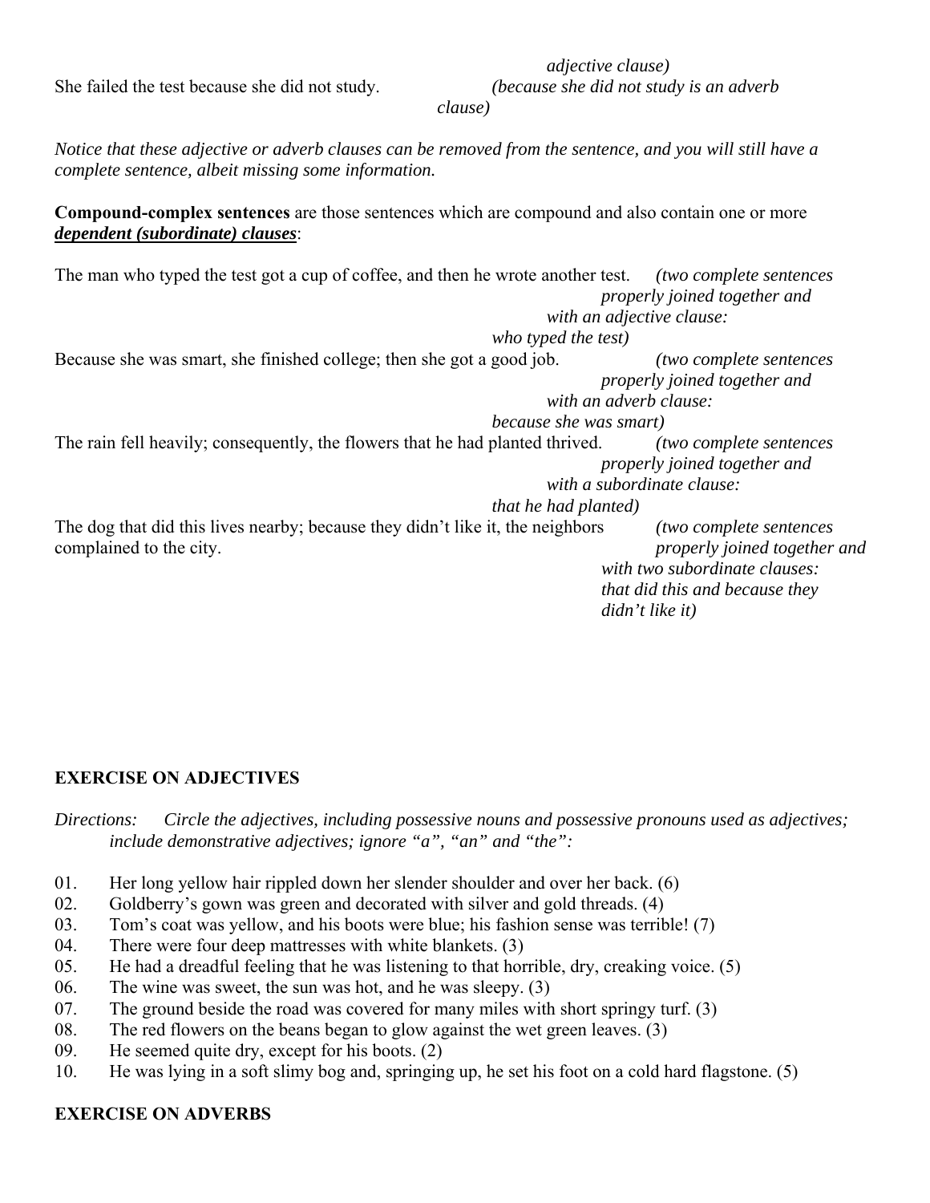adjective clause)*

She failed the test because she did not study. *(because she did not study is an adverb clause)*

*Notice that these adjective or adverb clauses can be removed from the sentence, and you will still have a complete sentence, albeit missing some information.*

**Compound-complex sentences** are those sentences which are compound and also contain one or more ***dependent (subordinate) clauses***:

The man who typed the test got a cup of coffee, and then he wrote another test. *(two complete sentences properly joined together and with an adjective clause: who typed the test)*

Because she was smart, she finished college; then she got a good job. *(two complete sentences properly joined together and with an adverb clause: because she was smart)*

The rain fell heavily; consequently, the flowers that he had planted thrived. *(two complete sentences properly joined together and with a subordinate clause: that he had planted)*

The dog that did this lives nearby; because they didn't like it, the neighbors complained to the city. *(two complete sentences properly joined together and with two subordinate clauses: that did this and because they didn't like it)*

**EXERCISE ON ADJECTIVES**

*Directions: Circle the adjectives, including possessive nouns and possessive pronouns used as adjectives; include demonstrative adjectives; ignore "a", "an" and "the":*

01. Her long yellow hair rippled down her slender shoulder and over her back. (6)
02. Goldberry's gown was green and decorated with silver and gold threads. (4)
03. Tom's coat was yellow, and his boots were blue; his fashion sense was terrible! (7)
04. There were four deep mattresses with white blankets. (3)
05. He had a dreadful feeling that he was listening to that horrible, dry, creaking voice. (5)
06. The wine was sweet, the sun was hot, and he was sleepy. (3)
07. The ground beside the road was covered for many miles with short springy turf. (3)
08. The red flowers on the beans began to glow against the wet green leaves. (3)
09. He seemed quite dry, except for his boots. (2)
10. He was lying in a soft slimy bog and, springing up, he set his foot on a cold hard flagstone. (5)

**EXERCISE ON ADVERBS**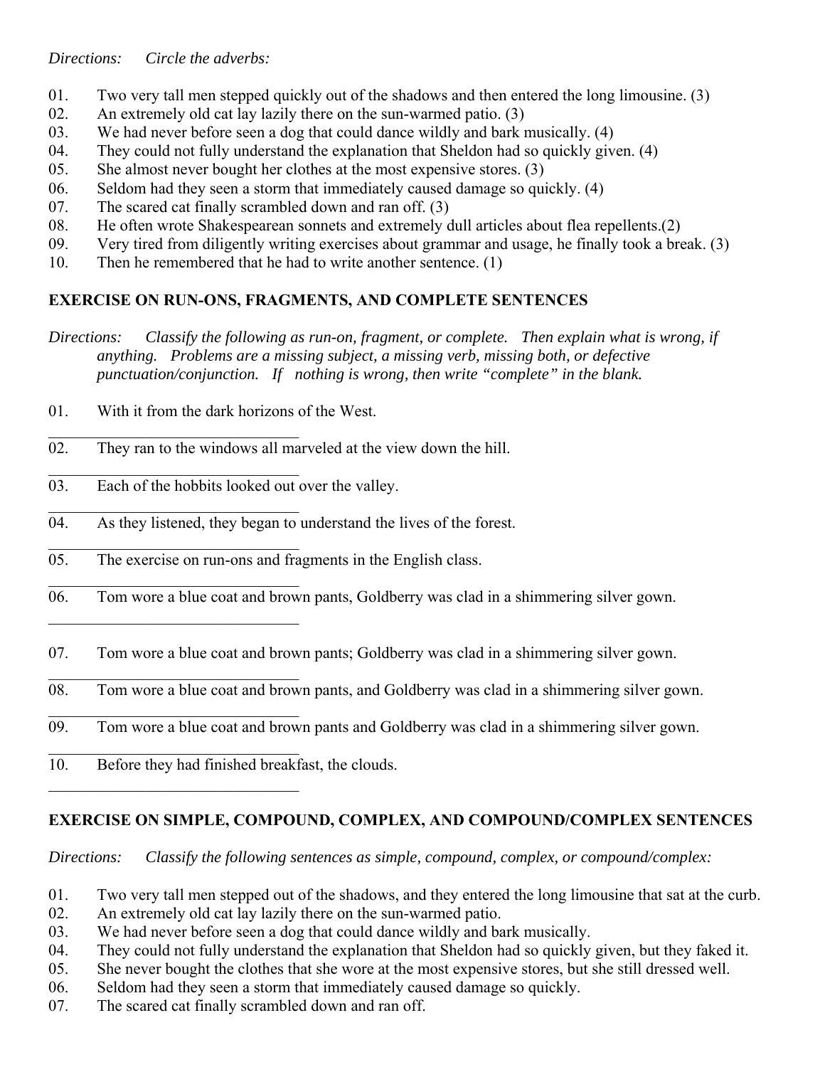*Directions: Circle the adverbs:*

01. Two very tall men stepped quickly out of the shadows and then entered the long limousine. (3)
02. An extremely old cat lay lazily there on the sun-warmed patio. (3)
03. We had never before seen a dog that could dance wildly and bark musically. (4)
04. They could not fully understand the explanation that Sheldon had so quickly given. (4)
05. She almost never bought her clothes at the most expensive stores. (3)
06. Seldom had they seen a storm that immediately caused damage so quickly. (4)
07. The scared cat finally scrambled down and ran off. (3)
08. He often wrote Shakespearean sonnets and extremely dull articles about flea repellents.(2)
09. Very tired from diligently writing exercises about grammar and usage, he finally took a break. (3)
10. Then he remembered that he had to write another sentence. (1)

**EXERCISE ON RUN-ONS, FRAGMENTS, AND COMPLETE SENTENCES**

*Directions: Classify the following as run-on, fragment, or complete. Then explain what is wrong, if anything. Problems are a missing subject, a missing verb, missing both, or defective punctuation/conjunction. If nothing is wrong, then write "complete" in the blank.*

01. With it from the dark horizons of the West.
________________________________
02. They ran to the windows all marveled at the view down the hill.
________________________________
03. Each of the hobbits looked out over the valley.
________________________________
04. As they listened, they began to understand the lives of the forest.
________________________________
05. The exercise on run-ons and fragments in the English class.
________________________________
06. Tom wore a blue coat and brown pants, Goldberry was clad in a shimmering silver gown.
________________________________
07. Tom wore a blue coat and brown pants; Goldberry was clad in a shimmering silver gown.
________________________________
08. Tom wore a blue coat and brown pants, and Goldberry was clad in a shimmering silver gown.
________________________________
09. Tom wore a blue coat and brown pants and Goldberry was clad in a shimmering silver gown.
________________________________
10. Before they had finished breakfast, the clouds.
________________________________

**EXERCISE ON SIMPLE, COMPOUND, COMPLEX, AND COMPOUND/COMPLEX SENTENCES**

*Directions: Classify the following sentences as simple, compound, complex, or compound/complex:*

01. Two very tall men stepped out of the shadows, and they entered the long limousine that sat at the curb.
02. An extremely old cat lay lazily there on the sun-warmed patio.
03. We had never before seen a dog that could dance wildly and bark musically.
04. They could not fully understand the explanation that Sheldon had so quickly given, but they faked it.
05. She never bought the clothes that she wore at the most expensive stores, but she still dressed well.
06. Seldom had they seen a storm that immediately caused damage so quickly.
07. The scared cat finally scrambled down and ran off.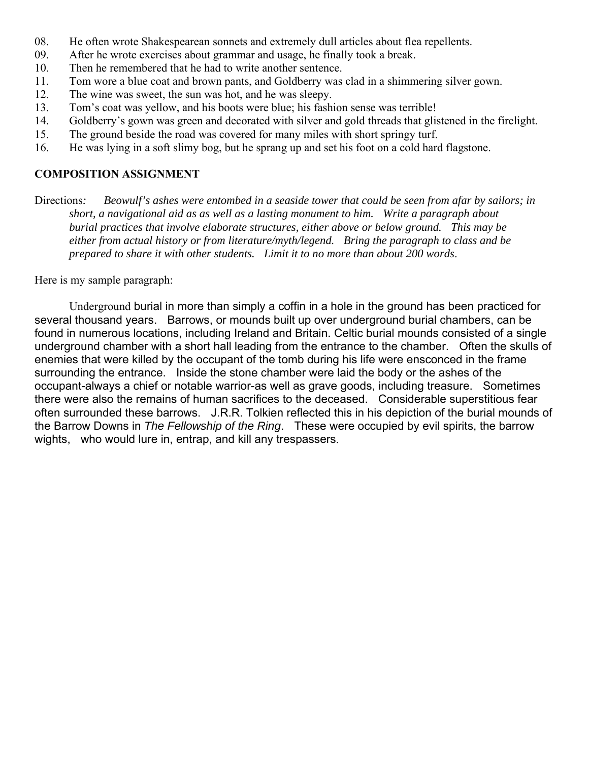08. He often wrote Shakespearean sonnets and extremely dull articles about flea repellents.
09. After he wrote exercises about grammar and usage, he finally took a break.
10. Then he remembered that he had to write another sentence.
11. Tom wore a blue coat and brown pants, and Goldberry was clad in a shimmering silver gown.
12. The wine was sweet, the sun was hot, and he was sleepy.
13. Tom's coat was yellow, and his boots were blue; his fashion sense was terrible!
14. Goldberry's gown was green and decorated with silver and gold threads that glistened in the firelight.
15. The ground beside the road was covered for many miles with short springy turf.
16. He was lying in a soft slimy bog, but he sprang up and set his foot on a cold hard flagstone.

**COMPOSITION ASSIGNMENT**

Directions*: Beowulf's ashes were entombed in a seaside tower that could be seen from afar by sailors; in short, a navigational aid as as well as a lasting monument to him. Write a paragraph about burial practices that involve elaborate structures, either above or below ground. This may be either from actual history or from literature/myth/legend. Bring the paragraph to class and be prepared to share it with other students. Limit it to no more than about 200 words*.

Here is my sample paragraph:

Underground burial in more than simply a coffin in a hole in the ground has been practiced for several thousand years. Barrows, or mounds built up over underground burial chambers, can be found in numerous locations, including Ireland and Britain. Celtic burial mounds consisted of a single underground chamber with a short hall leading from the entrance to the chamber. Often the skulls of enemies that were killed by the occupant of the tomb during his life were ensconced in the frame surrounding the entrance. Inside the stone chamber were laid the body or the ashes of the occupant-always a chief or notable warrior-as well as grave goods, including treasure. Sometimes there were also the remains of human sacrifices to the deceased. Considerable superstitious fear often surrounded these barrows. J.R.R. Tolkien reflected this in his depiction of the burial mounds of the Barrow Downs in *The Fellowship of the Ring*. These were occupied by evil spirits, the barrow wights, who would lure in, entrap, and kill any trespassers.